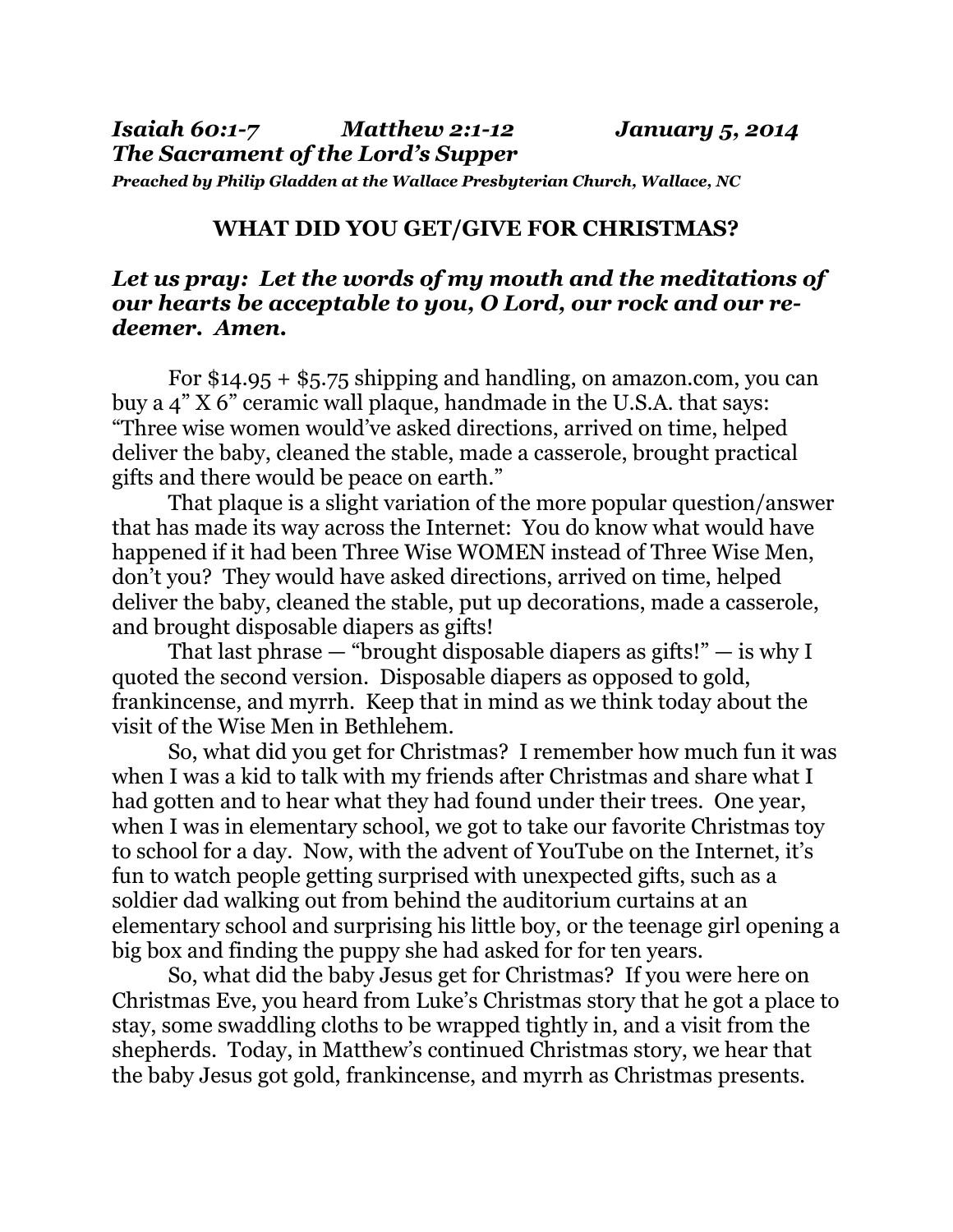***Isaiah 60:1-7 Matthew 2:1-12 January 5, 2014***
***The Sacrament of the Lord's Supper***
***Preached by Philip Gladden at the Wallace Presbyterian Church, Wallace, NC***

## WHAT DID YOU GET/GIVE FOR CHRISTMAS?

***Let us pray: Let the words of my mouth and the meditations of our hearts be acceptable to you, O Lord, our rock and our redeemer. Amen.***

For $14.95 + $5.75 shipping and handling, on amazon.com, you can buy a 4" X 6" ceramic wall plaque, handmade in the U.S.A. that says: "Three wise women would've asked directions, arrived on time, helped deliver the baby, cleaned the stable, made a casserole, brought practical gifts and there would be peace on earth."

That plaque is a slight variation of the more popular question/answer that has made its way across the Internet: You do know what would have happened if it had been Three Wise WOMEN instead of Three Wise Men, don't you? They would have asked directions, arrived on time, helped deliver the baby, cleaned the stable, put up decorations, made a casserole, and brought disposable diapers as gifts!

That last phrase — "brought disposable diapers as gifts!" — is why I quoted the second version. Disposable diapers as opposed to gold, frankincense, and myrrh. Keep that in mind as we think today about the visit of the Wise Men in Bethlehem.

So, what did you get for Christmas? I remember how much fun it was when I was a kid to talk with my friends after Christmas and share what I had gotten and to hear what they had found under their trees. One year, when I was in elementary school, we got to take our favorite Christmas toy to school for a day. Now, with the advent of YouTube on the Internet, it's fun to watch people getting surprised with unexpected gifts, such as a soldier dad walking out from behind the auditorium curtains at an elementary school and surprising his little boy, or the teenage girl opening a big box and finding the puppy she had asked for for ten years.

So, what did the baby Jesus get for Christmas? If you were here on Christmas Eve, you heard from Luke's Christmas story that he got a place to stay, some swaddling cloths to be wrapped tightly in, and a visit from the shepherds. Today, in Matthew's continued Christmas story, we hear that the baby Jesus got gold, frankincense, and myrrh as Christmas presents.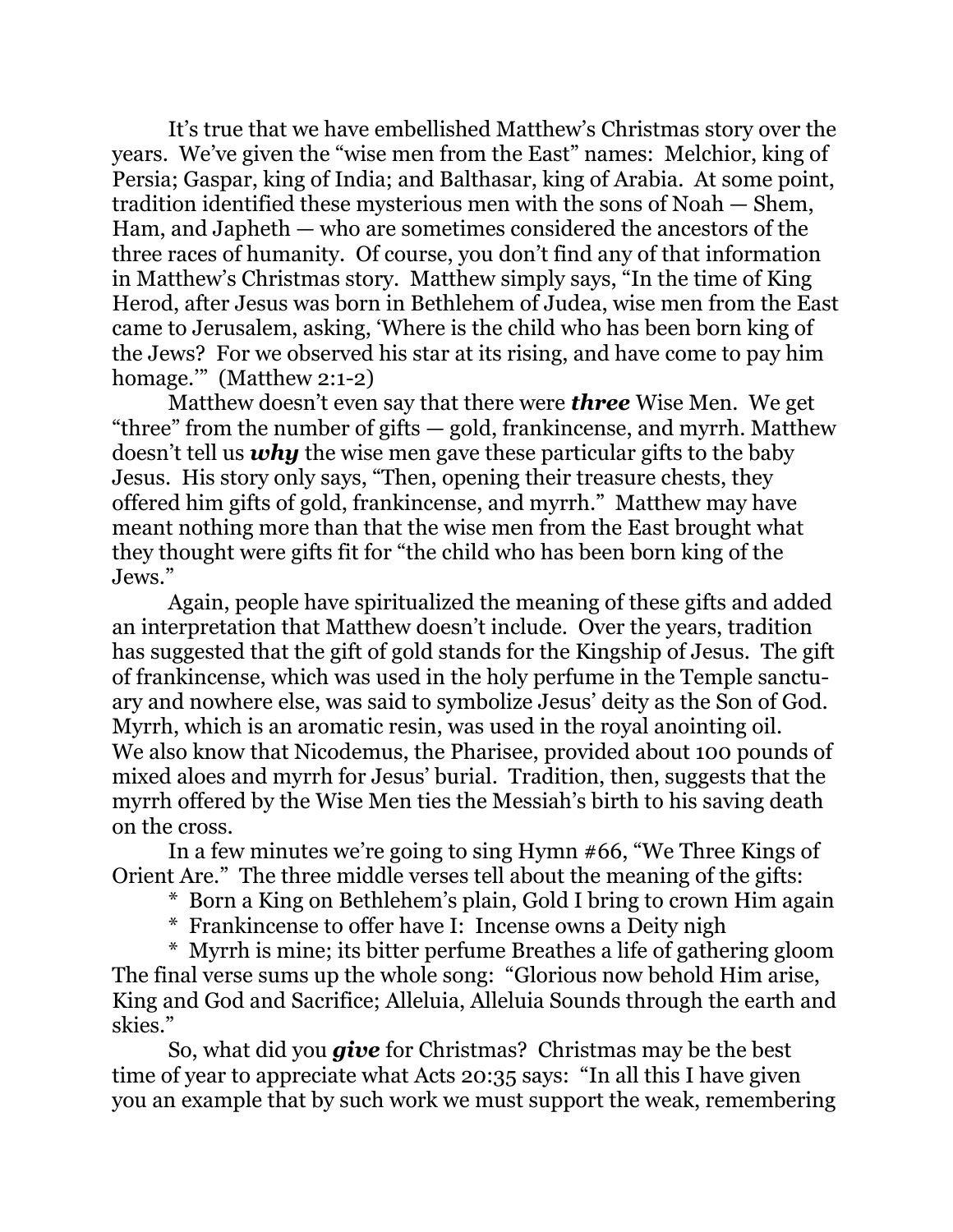It's true that we have embellished Matthew's Christmas story over the years. We've given the "wise men from the East" names: Melchior, king of Persia; Gaspar, king of India; and Balthasar, king of Arabia. At some point, tradition identified these mysterious men with the sons of Noah — Shem, Ham, and Japheth — who are sometimes considered the ancestors of the three races of humanity. Of course, you don't find any of that information in Matthew's Christmas story. Matthew simply says, "In the time of King Herod, after Jesus was born in Bethlehem of Judea, wise men from the East came to Jerusalem, asking, 'Where is the child who has been born king of the Jews? For we observed his star at its rising, and have come to pay him homage.'" (Matthew 2:1-2)

Matthew doesn't even say that there were ***three*** Wise Men. We get "three" from the number of gifts — gold, frankincense, and myrrh. Matthew doesn't tell us ***why*** the wise men gave these particular gifts to the baby Jesus. His story only says, "Then, opening their treasure chests, they offered him gifts of gold, frankincense, and myrrh." Matthew may have meant nothing more than that the wise men from the East brought what they thought were gifts fit for "the child who has been born king of the Jews."

Again, people have spiritualized the meaning of these gifts and added an interpretation that Matthew doesn't include. Over the years, tradition has suggested that the gift of gold stands for the Kingship of Jesus. The gift of frankincense, which was used in the holy perfume in the Temple sanctuary and nowhere else, was said to symbolize Jesus' deity as the Son of God. Myrrh, which is an aromatic resin, was used in the royal anointing oil. We also know that Nicodemus, the Pharisee, provided about 100 pounds of mixed aloes and myrrh for Jesus' burial. Tradition, then, suggests that the myrrh offered by the Wise Men ties the Messiah's birth to his saving death on the cross.

In a few minutes we're going to sing Hymn #66, "We Three Kings of Orient Are." The three middle verses tell about the meaning of the gifts:

* Born a King on Bethlehem's plain, Gold I bring to crown Him again
* Frankincense to offer have I: Incense owns a Deity nigh
* Myrrh is mine; its bitter perfume Breathes a life of gathering gloom

The final verse sums up the whole song: "Glorious now behold Him arise, King and God and Sacrifice; Alleluia, Alleluia Sounds through the earth and skies."

So, what did you ***give*** for Christmas? Christmas may be the best time of year to appreciate what Acts 20:35 says: "In all this I have given you an example that by such work we must support the weak, remembering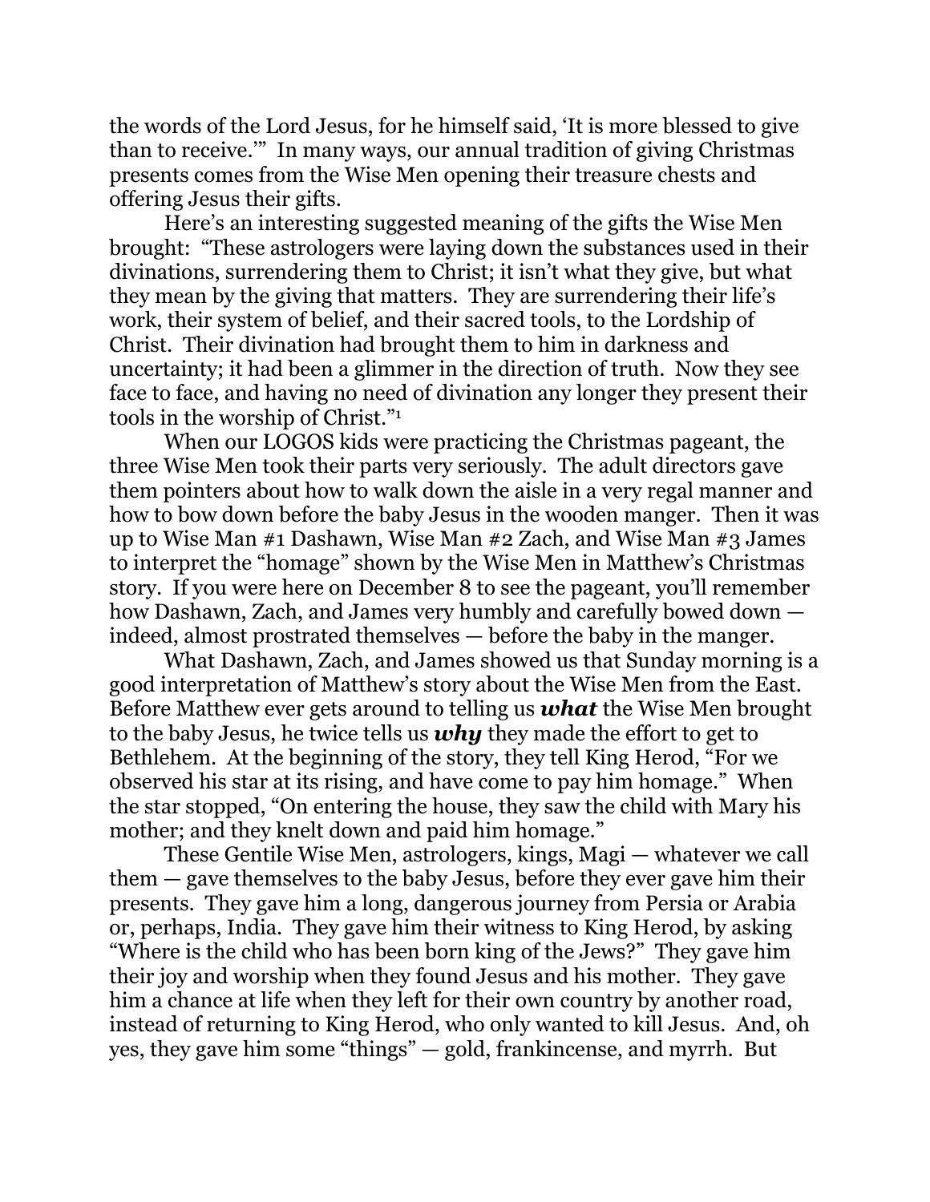the words of the Lord Jesus, for he himself said, 'It is more blessed to give than to receive.'" In many ways, our annual tradition of giving Christmas presents comes from the Wise Men opening their treasure chests and offering Jesus their gifts.

Here's an interesting suggested meaning of the gifts the Wise Men brought: "These astrologers were laying down the substances used in their divinations, surrendering them to Christ; it isn't what they give, but what they mean by the giving that matters. They are surrendering their life's work, their system of belief, and their sacred tools, to the Lordship of Christ. Their divination had brought them to him in darkness and uncertainty; it had been a glimmer in the direction of truth. Now they see face to face, and having no need of divination any longer they present their tools in the worship of Christ."[1]

When our LOGOS kids were practicing the Christmas pageant, the three Wise Men took their parts very seriously. The adult directors gave them pointers about how to walk down the aisle in a very regal manner and how to bow down before the baby Jesus in the wooden manger. Then it was up to Wise Man #1 Dashawn, Wise Man #2 Zach, and Wise Man #3 James to interpret the "homage" shown by the Wise Men in Matthew's Christmas story. If you were here on December 8 to see the pageant, you'll remember how Dashawn, Zach, and James very humbly and carefully bowed down — indeed, almost prostrated themselves — before the baby in the manger.

What Dashawn, Zach, and James showed us that Sunday morning is a good interpretation of Matthew's story about the Wise Men from the East. Before Matthew ever gets around to telling us ***what*** the Wise Men brought to the baby Jesus, he twice tells us ***why*** they made the effort to get to Bethlehem. At the beginning of the story, they tell King Herod, "For we observed his star at its rising, and have come to pay him homage." When the star stopped, "On entering the house, they saw the child with Mary his mother; and they knelt down and paid him homage."

These Gentile Wise Men, astrologers, kings, Magi — whatever we call them — gave themselves to the baby Jesus, before they ever gave him their presents. They gave him a long, dangerous journey from Persia or Arabia or, perhaps, India. They gave him their witness to King Herod, by asking "Where is the child who has been born king of the Jews?" They gave him their joy and worship when they found Jesus and his mother. They gave him a chance at life when they left for their own country by another road, instead of returning to King Herod, who only wanted to kill Jesus. And, oh yes, they gave him some "things" — gold, frankincense, and myrrh. But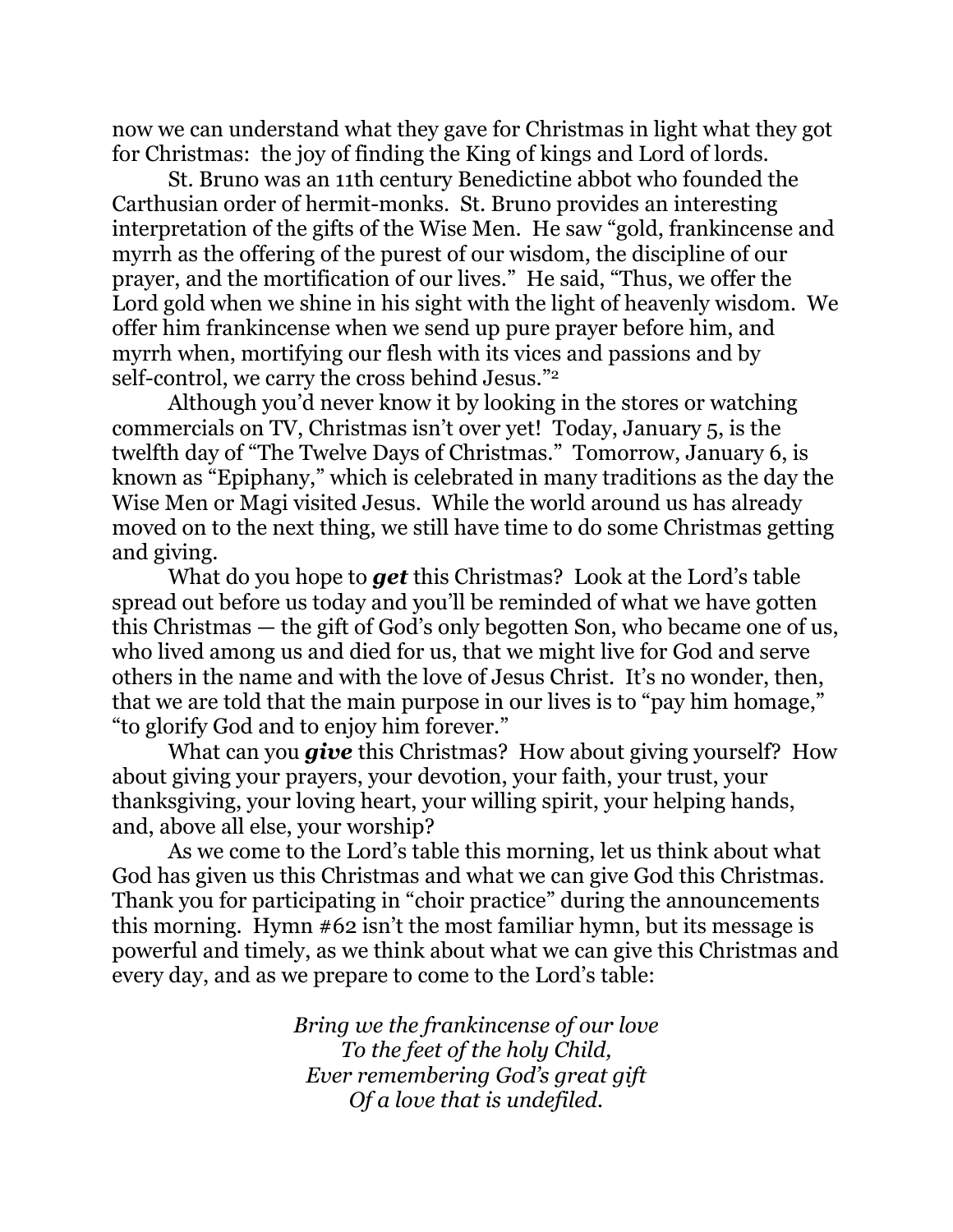now we can understand what they gave for Christmas in light what they got for Christmas: the joy of finding the King of kings and Lord of lords.

St. Bruno was an 11th century Benedictine abbot who founded the Carthusian order of hermit-monks. St. Bruno provides an interesting interpretation of the gifts of the Wise Men. He saw "gold, frankincense and myrrh as the offering of the purest of our wisdom, the discipline of our prayer, and the mortification of our lives." He said, "Thus, we offer the Lord gold when we shine in his sight with the light of heavenly wisdom. We offer him frankincense when we send up pure prayer before him, and myrrh when, mortifying our flesh with its vices and passions and by self-control, we carry the cross behind Jesus."[2]

Although you'd never know it by looking in the stores or watching commercials on TV, Christmas isn't over yet! Today, January 5, is the twelfth day of "The Twelve Days of Christmas." Tomorrow, January 6, is known as "Epiphany," which is celebrated in many traditions as the day the Wise Men or Magi visited Jesus. While the world around us has already moved on to the next thing, we still have time to do some Christmas getting and giving.

What do you hope to ***get*** this Christmas? Look at the Lord's table spread out before us today and you'll be reminded of what we have gotten this Christmas — the gift of God's only begotten Son, who became one of us, who lived among us and died for us, that we might live for God and serve others in the name and with the love of Jesus Christ. It's no wonder, then, that we are told that the main purpose in our lives is to "pay him homage," "to glorify God and to enjoy him forever."

What can you ***give*** this Christmas? How about giving yourself? How about giving your prayers, your devotion, your faith, your trust, your thanksgiving, your loving heart, your willing spirit, your helping hands, and, above all else, your worship?

As we come to the Lord's table this morning, let us think about what God has given us this Christmas and what we can give God this Christmas. Thank you for participating in "choir practice" during the announcements this morning. Hymn #62 isn't the most familiar hymn, but its message is powerful and timely, as we think about what we can give this Christmas and every day, and as we prepare to come to the Lord's table:

*Bring we the frankincense of our love*
*To the feet of the holy Child,*
*Ever remembering God's great gift*
*Of a love that is undefiled.*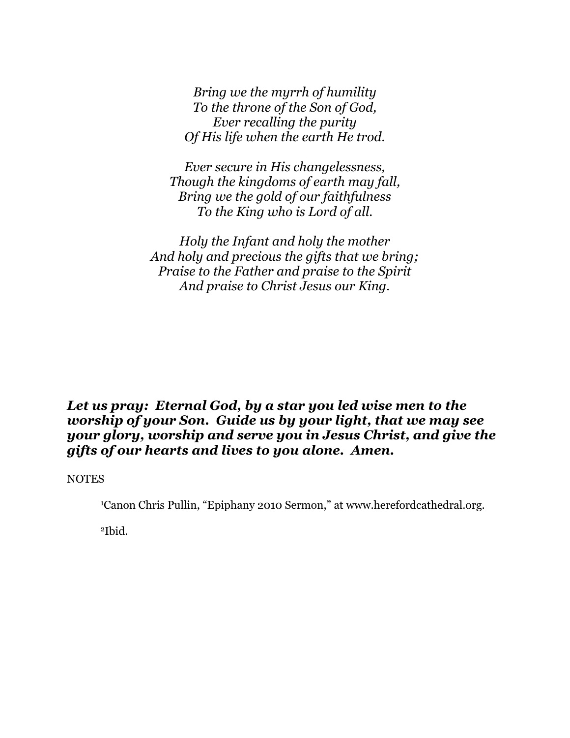*Bring we the myrrh of humility*
*To the throne of the Son of God,*
*Ever recalling the purity*
*Of His life when the earth He trod.*

*Ever secure in His changelessness,*
*Though the kingdoms of earth may fall,*
*Bring we the gold of our faithfulness*
*To the King who is Lord of all.*

*Holy the Infant and holy the mother*
*And holy and precious the gifts that we bring;*
*Praise to the Father and praise to the Spirit*
*And praise to Christ Jesus our King.*

***Let us pray: Eternal God, by a star you led wise men to the worship of your Son. Guide us by your light, that we may see your glory, worship and serve you in Jesus Christ, and give the gifts of our hearts and lives to you alone. Amen.***

NOTES

[1]Canon Chris Pullin, "Epiphany 2010 Sermon," at www.herefordcathedral.org.

[2]Ibid.